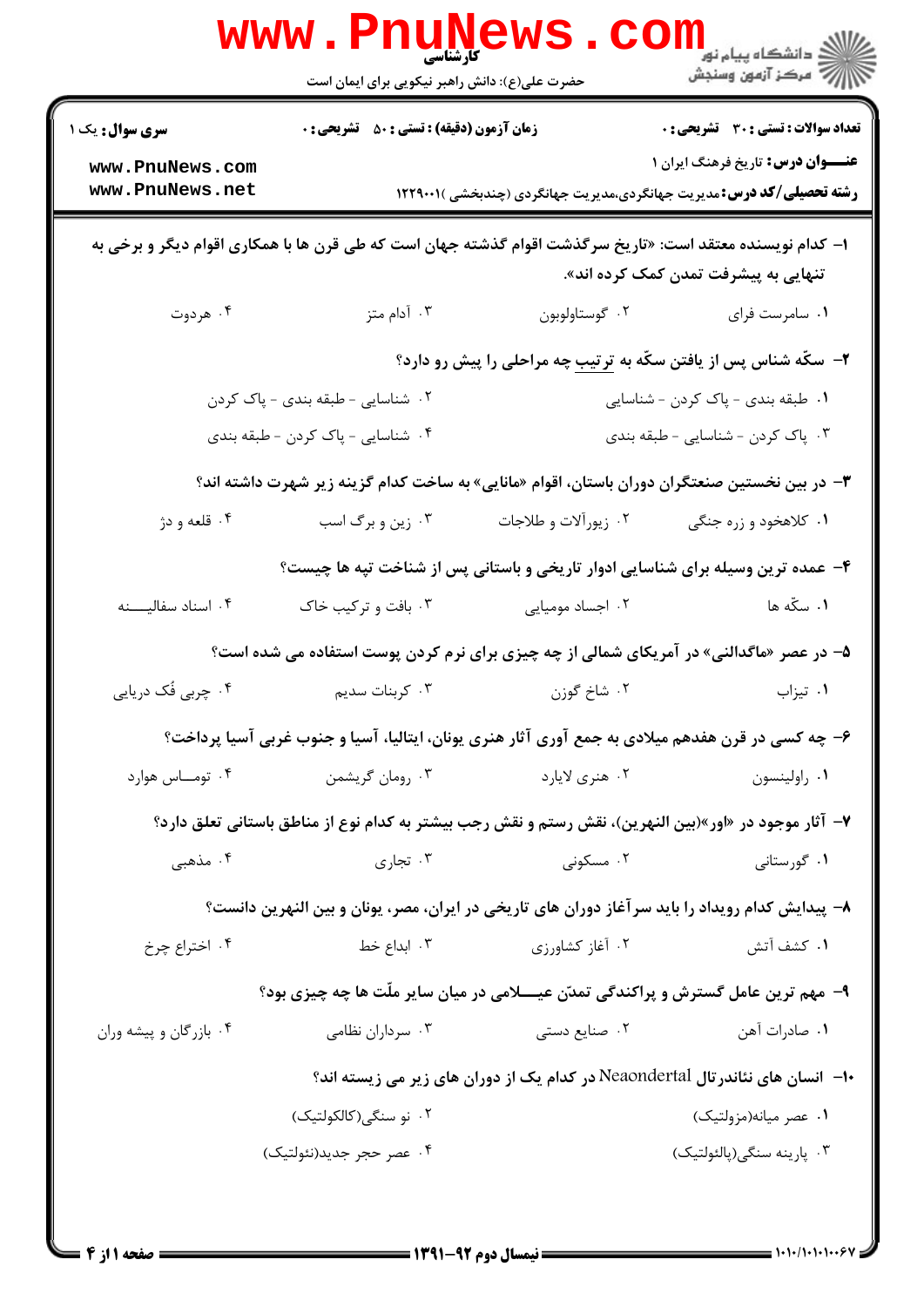کارشناسی

حضرت علی(ع): دانش راهبر نیکویی برای ایمان است

**سری سوال:** یک ۱ | **زمان آزمون (دقیقه) : تستی :** ۵۰ **تشریحی :** ۰ | **تعداد سوالات : تستی :** ۳۰ **تشریحی :** ۰

**عنـــوان درس:** تاریخ فرهنگ ایران ۱

**رشته تحصیلی/کد درس:** مدیریت جهانگردی،مدیریت جهانگردی (چندبخشی )۱۲۲۹۰۰۱

۱- کدام نویسنده معتقد است: «تاریخ سرگذشت اقوام گذشته جهان است که طی قرن ها با همکاری اقوام دیگر و برخی به تنهایی به پیشرفت تمدن کمک کرده اند».

۱. سامرست فرای
۲. گوستاولوبون
۳. آدام متز
۴. هردوت

۲- سکّه شناس پس از یافتن سکّه به ترتیب چه مراحلی را پیش رو دارد؟

۱. طبقه بندی - پاک کردن - شناسایی
۲. شناسایی - طبقه بندی - پاک کردن
۳. پاک کردن - شناسایی - طبقه بندی
۴. شناسایی - پاک کردن - طبقه بندی

۳- در بین نخستین صنعتگران دوران باستان، اقوام «مانایی» به ساخت کدام گزینه زیر شهرت داشته اند؟

۱. کلاهخود و زره جنگی
۲. زیورآلات و طلاجات
۳. زین و برگ اسب
۴. قلعه و دژ

۴- عمده ترین وسیله برای شناسایی ادوار تاریخی و باستانی پس از شناخت تپه ها چیست؟

۱. سکّه ها
۲. اجساد مومیایی
۳. بافت و ترکیب خاک
۴. اسناد سفالیـــنه

۵- در عصر «ماگدالنی» در آمریکای شمالی از چه چیزی برای نرم کردن پوست استفاده می شده است؟

۱. تیزاب
۲. شاخ گوزن
۳. کربنات سدیم
۴. چربی فُک دریایی

۶- چه کسی در قرن هفدهم میلادی به جمع آوری آثار هنری یونان، ایتالیا، آسیا و جنوب غربی آسیا پرداخت؟

۱. راولینسون
۲. هنری لایارد
۳. رومان گریشمن
۴. تومـــاس هوارد

۷- آثار موجود در «اور»(بین النهرین)، نقش رستم و نقش رجب بیشتر به کدام نوع از مناطق باستانی تعلق دارد؟

۱. گورستانی
۲. مسکونی
۳. تجاری
۴. مذهبی

۸- پیدایش کدام رویداد را باید سرآغاز دوران های تاریخی در ایران، مصر، یونان و بین النهرین دانست؟

۱. کشف آتش
۲. آغاز کشاورزی
۳. ابداع خط
۴. اختراع چرخ

۹- مهم ترین عامل گسترش و پراکندگی تمدّن عیـــلامی در میان سایر ملّت ها چه چیزی بود؟

۱. صادرات آهن
۲. صنایع دستی
۳. سرداران نظامی
۴. بازرگان و پیشه وران

۱۰- انسان های نئاندرتال Neaondertal در کدام یک از دوران های زیر می زیسته اند؟

۱. عصر میانه(مزولتیک)
۲. نو سنگی(کالکولتیک)
۳. پارینه سنگی(پالئولتیک)
۴. عصر حجر جدید(نئولتیک)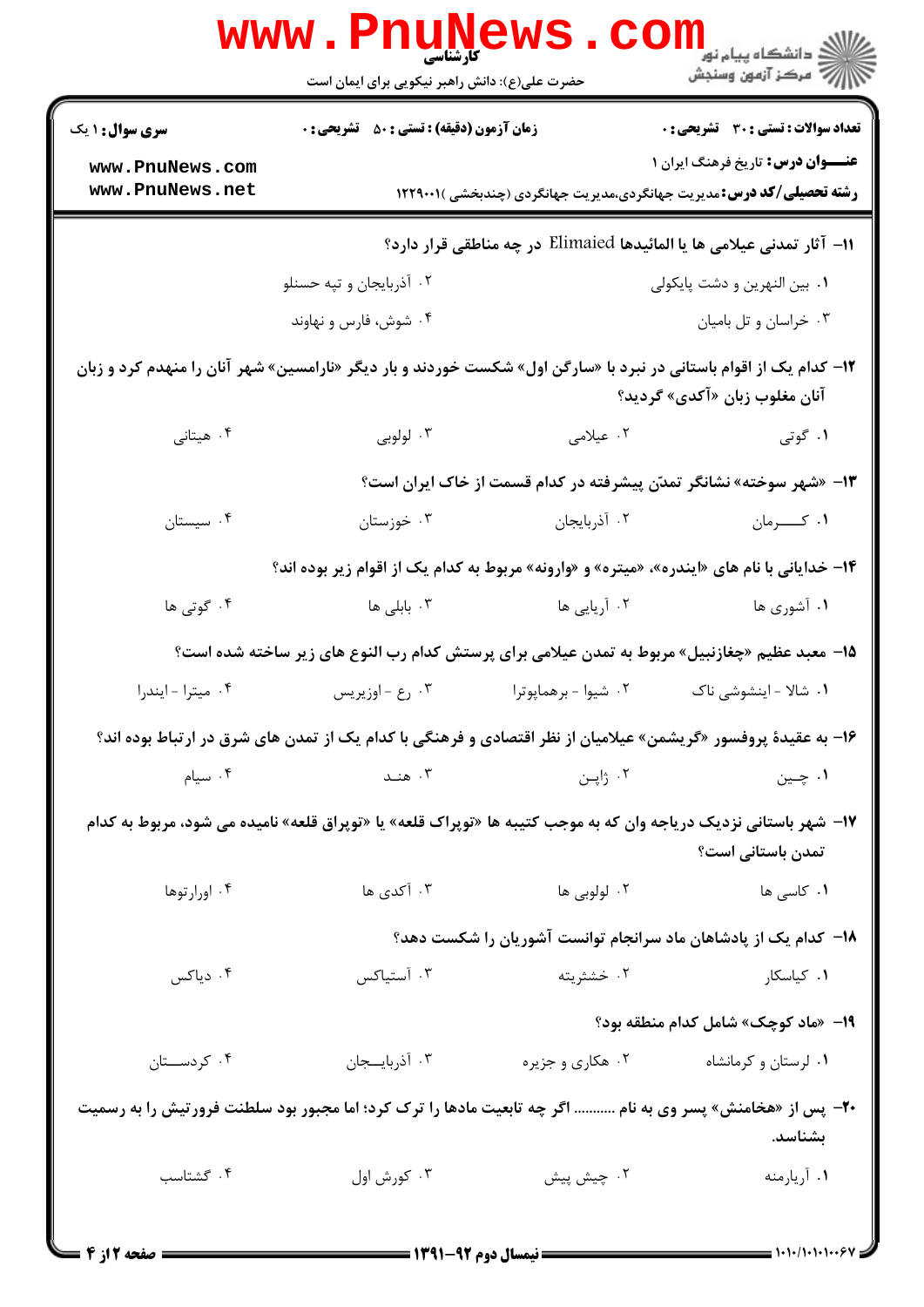**۱۱-** آثار تمدنی عیلامی ها یا المائیدها Elimaied در چه مناطقی قرار دارد؟

۱. بین النهرین و دشت پایکولی
۲. آذربایجان و تپه حسنلو
۳. خراسان و تل بامیان
۴. شوش، فارس و نهاوند

**۱۲-** کدام یک از اقوام باستانی در نبرد با «سارگن اول» شکست خوردند و بار دیگر «نارامسین» شهر آنان را منهدم کرد و زبان آنان مغلوب زبان «آکدی» گردید؟

۱. گوتی
۲. عیلامی
۳. لولوبی
۴. هیتانی

**۱۳-** «شهر سوخته» نشانگر تمدّن پیشرفته در کدام قسمت از خاک ایران است؟

۱. کـــــرمان
۲. آذربایجان
۳. خوزستان
۴. سیستان

**۱۴-** خدایانی با نام های «ایندره»، «میتره» و «وارونه» مربوط به کدام یک از اقوام زیر بوده اند؟

۱. آشوری ها
۲. آریایی ها
۳. بابلی ها
۴. گوتی ها

**۱۵-** معبد عظیم «چغازنبیل» مربوط به تمدن عیلامی برای پرستش کدام رب النوع های زیر ساخته شده است؟

۱. شالا - اینشوشی ناک
۲. شیوا - برهماپوترا
۳. رع - اوزیریس
۴. میترا - ایندرا

**۱۶-** به عقیدهٔ پروفسور «گریشمن» عیلامیان از نظر اقتصادی و فرهنگی با کدام یک از تمدن های شرق در ارتباط بوده اند؟

۱. چیـن
۲. ژاپـن
۳. هنـد
۴. سیام

**۱۷-** شهر باستانی نزدیک دریاچه وان که به موجب کتیبه ها «توپراک قلعه» یا «توپراق قلعه» نامیده می شود، مربوط به کدام تمدن باستانی است؟

۱. کاسی ها
۲. لولوبی ها
۳. آکدی ها
۴. اورارتوها

**۱۸-** کدام یک از پادشاهان ماد سرانجام توانست آشوریان را شکست دهد؟

۱. کیاسکار
۲. خشثریته
۳. آستیاکس
۴. دیاکس

**۱۹-** «ماد کوچک» شامل کدام منطقه بود؟

۱. لرستان و کرمانشاه
۲. هکاری و جزیره
۳. آذربایـــجان
۴. کردســـتان

**۲۰-** پس از «هخامنش» پسر وی به نام .......... اگر چه تابعیت مادها را ترک کرد؛ اما مجبور بود سلطنت فرورتیش را به رسمیت بشناسد.

۱. آریارمنه
۲. چیش پیش
۳. کورش اول
۴. گشتاسب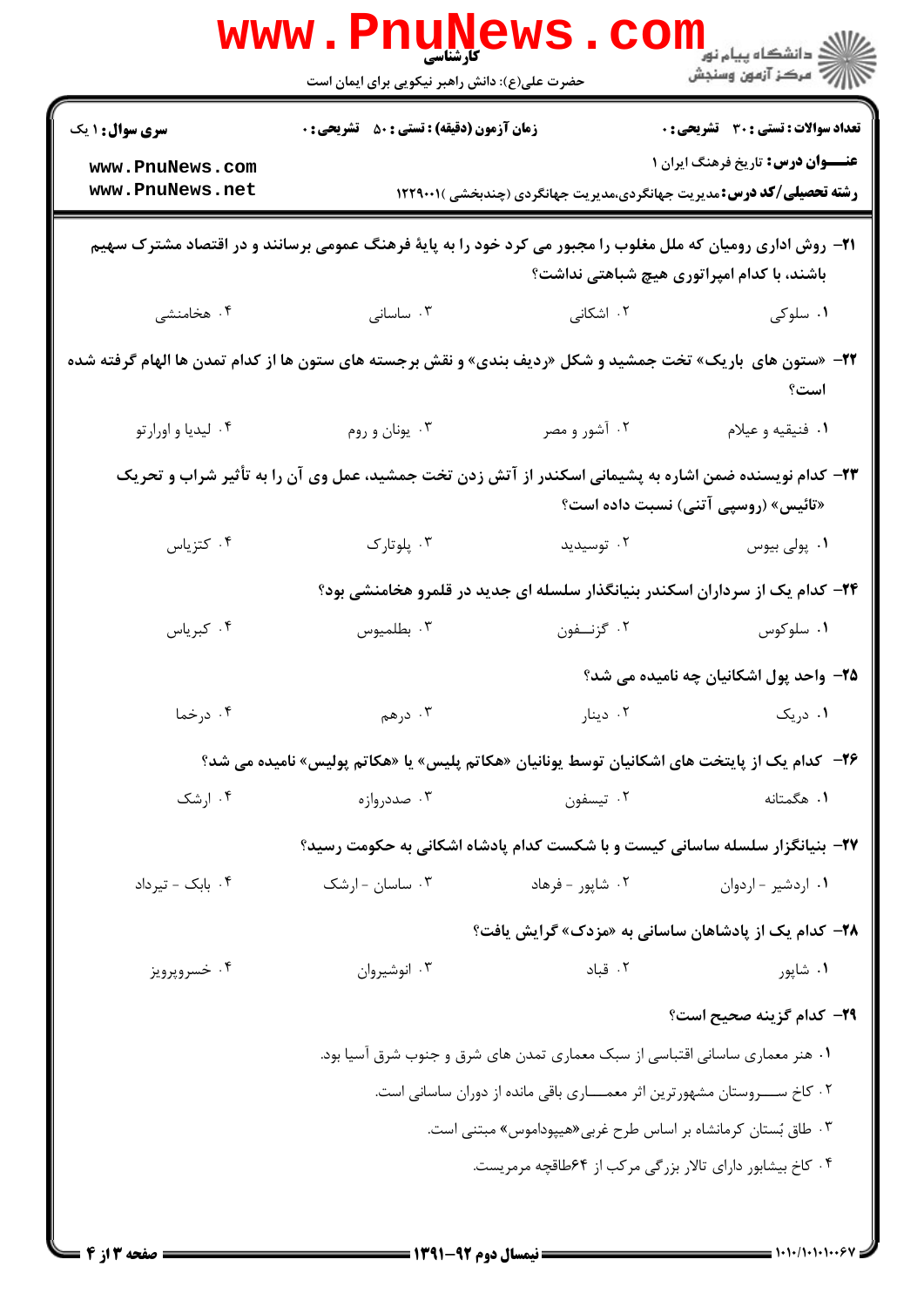**سری سوال:** ۱ یک

**زمان آزمون (دقیقه) : تستی :** ۵۰ **تشریحی :** ۰

**تعداد سوالات : تستی :** ۳۰ **تشریحی :** ۰

**عنـــوان درس:** تاریخ فرهنگ ایران ۱

**رشته تحصیلی/کد درس:** مدیریت جهانگردی،مدیریت جهانگردی (چندبخشی )۱۲۲۹۰۰۱

**۲۱- روش اداری رومیان که ملل مغلوب را مجبور می کرد خود را به پایهٔ فرهنگ عمومی برسانند و در اقتصاد مشترک سهیم باشند، با کدام امپراتوری هیچ شباهتی نداشت؟**

۱. سلوکی
۲. اشکانی
۳. ساسانی
۴. هخامنشی

**۲۲- «ستون های باریک» تخت جمشید و شکل «ردیف بندی» و نقش برجسته های ستون ها از کدام تمدن ها الهام گرفته شده است؟**

۱. فنیقیه و عیلام
۲. آشور و مصر
۳. یونان و روم
۴. لیدیا و اورارتو

**۲۳- کدام نویسنده ضمن اشاره به پشیمانی اسکندر از آتش زدن تخت جمشید، عمل وی آن را به تأثیر شراب و تحریک «تائیس» (روسپی آتنی) نسبت داده است؟**

۱. پولی بیوس
۲. توسیدید
۳. پلوتارک
۴. کتزیاس

**۲۴- کدام یک از سرداران اسکندر بنیانگذار سلسله ای جدید در قلمرو هخامنشی بود؟**

۱. سلوکوس
۲. گزنـــفون
۳. بطلمیوس
۴. کبریاس

**۲۵- واحد پول اشکانیان چه نامیده می شد؟**

۱. دریک
۲. دینار
۳. درهم
۴. درخما

**۲۶- کدام یک از پایتخت های اشکانیان توسط یونانیان «هکاتم پلیس» یا «هکاتم پولیس» نامیده می شد؟**

۱. هگمتانه
۲. تیسفون
۳. صددروازه
۴. ارشک

**۲۷- بنیانگذار سلسله ساسانی کیست و با شکست کدام پادشاه اشکانی به حکومت رسید؟**

۱. اردشیر - اردوان
۲. شاپور - فرهاد
۳. ساسان - ارشک
۴. بابک - تیرداد

**۲۸- کدام یک از پادشاهان ساسانی به «مزدک» گرایش یافت؟**

۱. شاپور
۲. قباد
۳. انوشیروان
۴. خسروپرویز

**۲۹- کدام گزینه صحیح است؟**

۱. هنر معماری ساسانی اقتباسی از سبک معماری تمدن های شرق و جنوب شرق آسیا بود.
۲. کاخ ســـروستان مشهورترین اثر معمـــاری باقی مانده از دوران ساسانی است.
۳. طاق بُستان کرمانشاه بر اساس طرح غربی«هیپوداموس» مبتنی است.
۴. کاخ بیشابور دارای تالار بزرگی مرکب از ۶۴طاقچه مرمریست.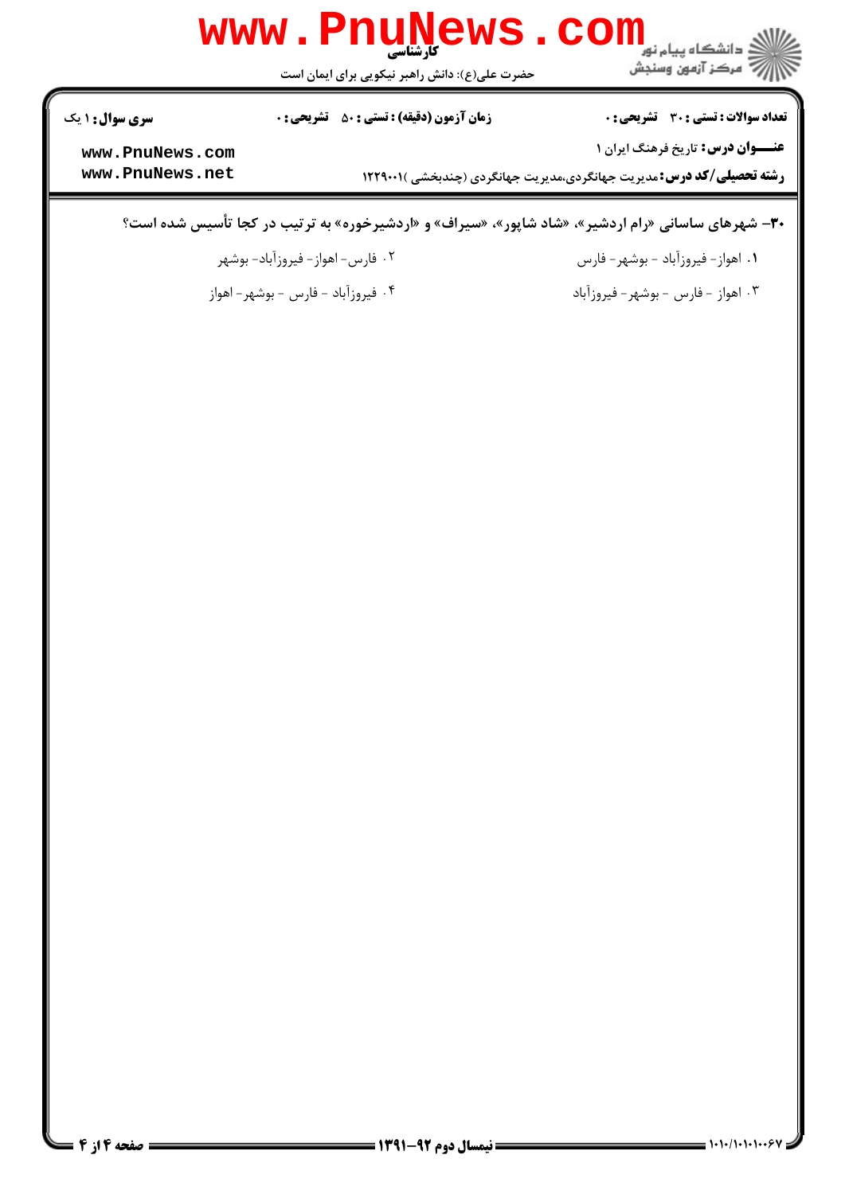**۳۰- شهرهای ساسانی «رام اردشیر»، «شاد شاپور»، «سیراف» و «اردشیرخوره» به ترتیب در کجا تأسیس شده است؟**

۱. اهواز- فیروزآباد - بوشهر- فارس

۲. فارس- اهواز- فیروزآباد- بوشهر

۳. اهواز - فارس - بوشهر- فیروزآباد

۴. فیروزآباد - فارس - بوشهر- اهواز